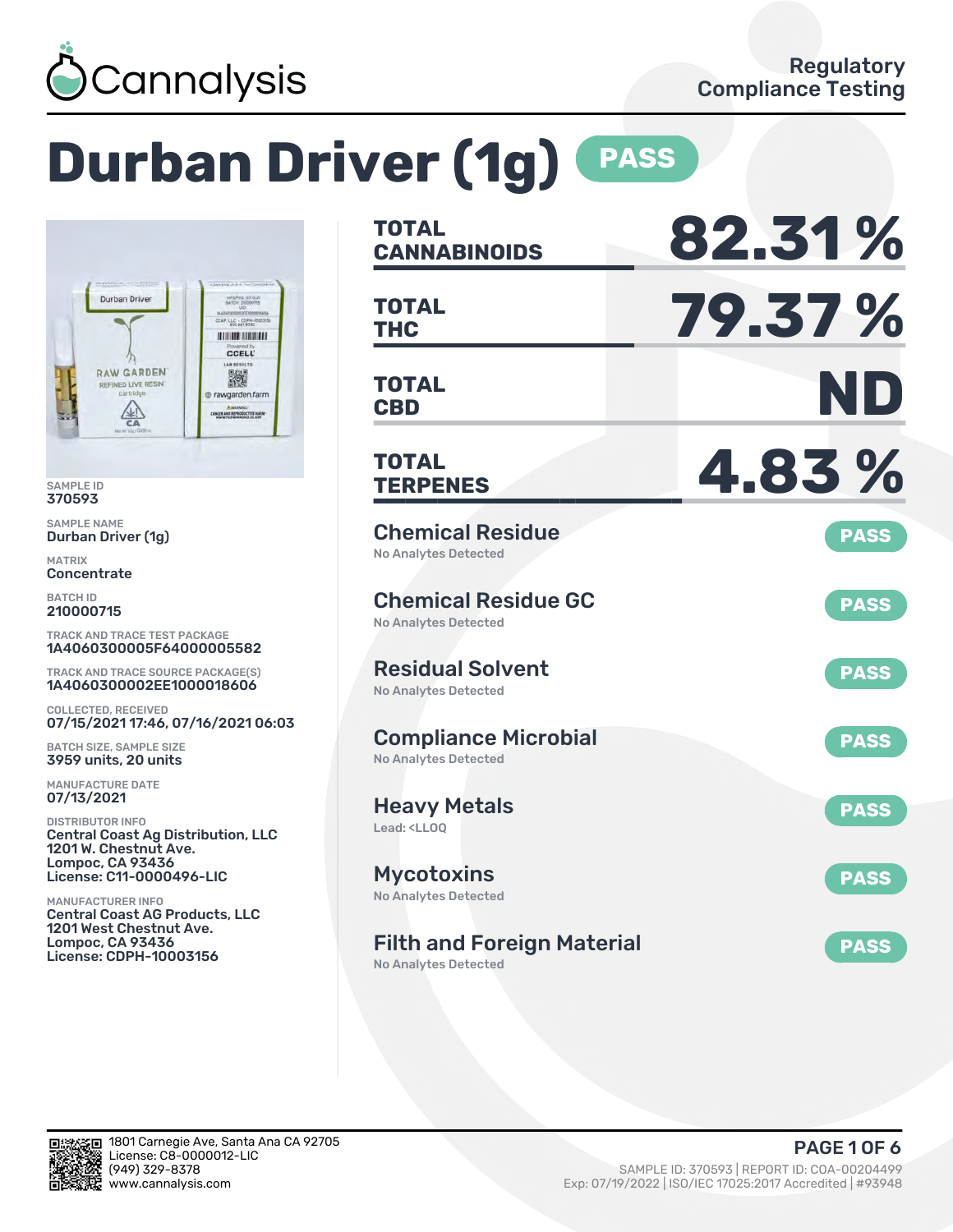Cannalysis

Regulatory Compliance Testing

# Durban Driver (1g) PASS

SAMPLE ID
370593

SAMPLE NAME
Durban Driver (1g)

MATRIX
Concentrate

BATCH ID
210000715

TRACK AND TRACE TEST PACKAGE
1A4060300005F64000005582

TRACK AND TRACE SOURCE PACKAGE(S)
1A4060300002EE1000018606

COLLECTED, RECEIVED
07/15/2021 17:46, 07/16/2021 06:03

BATCH SIZE, SAMPLE SIZE
3959 units, 20 units

MANUFACTURE DATE
07/13/2021

DISTRIBUTOR INFO
Central Coast Ag Distribution, LLC
1201 W. Chestnut Ave.
Lompoc, CA 93436
License: C11-0000496-LIC

MANUFACTURER INFO
Central Coast AG Products, LLC
1201 West Chestnut Ave.
Lompoc, CA 93436
License: CDPH-10003156

| | |
|---|---|
| **TOTAL CANNABINOIDS** | **82.31 %** |
| **TOTAL THC** | **79.37 %** |
| **TOTAL CBD** | **ND** |
| **TOTAL TERPENES** | **4.83 %** |

| | | |
|---|---|---|
| **Chemical Residue** | No Analytes Detected | PASS |
| **Chemical Residue GC** | No Analytes Detected | PASS |
| **Residual Solvent** | No Analytes Detected | PASS |
| **Compliance Microbial** | No Analytes Detected | PASS |
| **Heavy Metals** | Lead: <LLOQ | PASS |
| **Mycotoxins** | No Analytes Detected | PASS |
| **Filth and Foreign Material** | No Analytes Detected | PASS |

1801 Carnegie Ave, Santa Ana CA 92705
License: C8-0000012-LIC
(949) 329-8378
www.cannalysis.com

SAMPLE ID: 370593 | REPORT ID: COA-00204499
Exp: 07/19/2022 | ISO/IEC 17025:2017 Accredited | #93948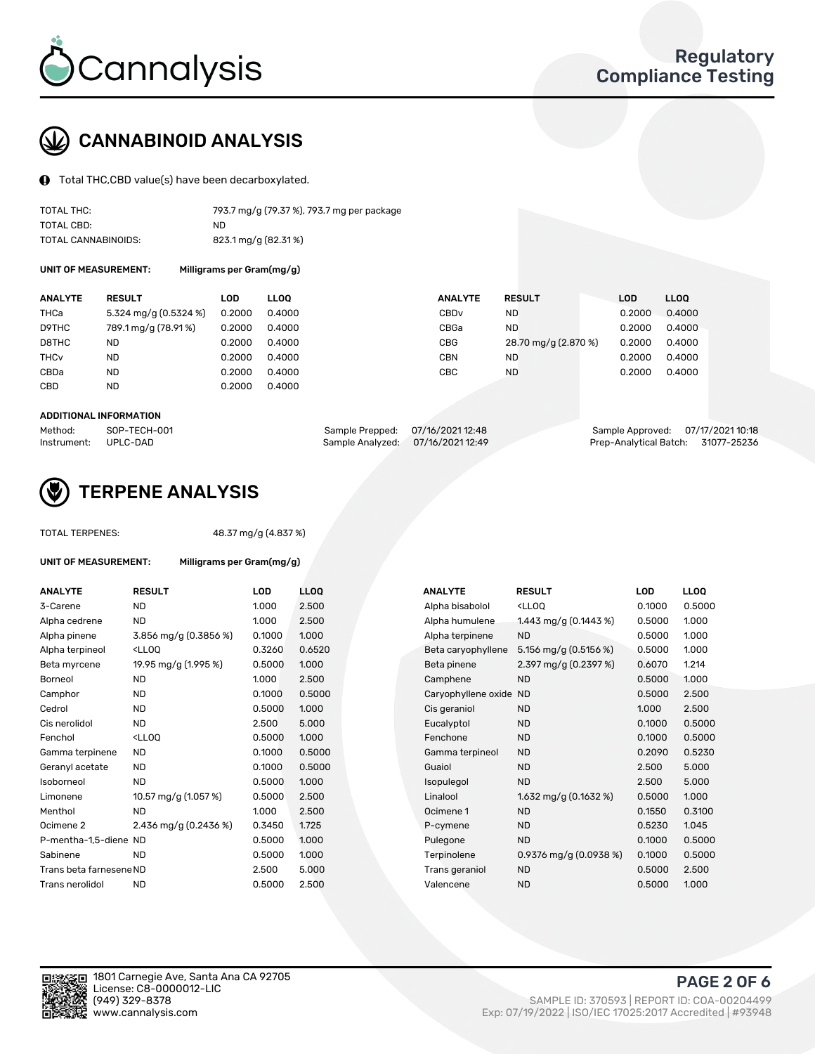## CANNABINOID ANALYSIS

Total THC,CBD value(s) have been decarboxylated.

| | |
|---|---|
| TOTAL THC: | 793.7 mg/g (79.37 %), 793.7 mg per package |
| TOTAL CBD: | ND |
| TOTAL CANNABINOIDS: | 823.1 mg/g (82.31 %) |

**UNIT OF MEASUREMENT:** Milligrams per Gram(mg/g)

| ANALYTE | RESULT | LOD | LLOQ | ANALYTE | RESULT | LOD | LLOQ |
|---|---|---|---|---|---|---|---|
| THCa | 5.324 mg/g (0.5324 %) | 0.2000 | 0.4000 | CBDv | ND | 0.2000 | 0.4000 |
| D9THC | 789.1 mg/g (78.91 %) | 0.2000 | 0.4000 | CBGa | ND | 0.2000 | 0.4000 |
| D8THC | ND | 0.2000 | 0.4000 | CBG | 28.70 mg/g (2.870 %) | 0.2000 | 0.4000 |
| THCv | ND | 0.2000 | 0.4000 | CBN | ND | 0.2000 | 0.4000 |
| CBDa | ND | 0.2000 | 0.4000 | CBC | ND | 0.2000 | 0.4000 |
| CBD | ND | 0.2000 | 0.4000 | | | | |

**ADDITIONAL INFORMATION**

| | | | | | |
|---|---|---|---|---|---|
| Method: | SOP-TECH-001 | Sample Prepped: | 07/16/2021 12:48 | Sample Approved: | 07/17/2021 10:18 |
| Instrument: | UPLC-DAD | Sample Analyzed: | 07/16/2021 12:49 | Prep-Analytical Batch: | 31077-25236 |

## TERPENE ANALYSIS

TOTAL TERPENES: 48.37 mg/g (4.837 %)

**UNIT OF MEASUREMENT:** Milligrams per Gram(mg/g)

| ANALYTE | RESULT | LOD | LLOQ | ANALYTE | RESULT | LOD | LLOQ |
|---|---|---|---|---|---|---|---|
| 3-Carene | ND | 1.000 | 2.500 | Alpha bisabolol | <LLOQ | 0.1000 | 0.5000 |
| Alpha cedrene | ND | 1.000 | 2.500 | Alpha humulene | 1.443 mg/g (0.1443 %) | 0.5000 | 1.000 |
| Alpha pinene | 3.856 mg/g (0.3856 %) | 0.1000 | 1.000 | Alpha terpinene | ND | 0.5000 | 1.000 |
| Alpha terpineol | <LLOQ | 0.3260 | 0.6520 | Beta caryophyllene | 5.156 mg/g (0.5156 %) | 0.5000 | 1.000 |
| Beta myrcene | 19.95 mg/g (1.995 %) | 0.5000 | 1.000 | Beta pinene | 2.397 mg/g (0.2397 %) | 0.6070 | 1.214 |
| Borneol | ND | 1.000 | 2.500 | Camphene | ND | 0.5000 | 1.000 |
| Camphor | ND | 0.1000 | 0.5000 | Caryophyllene oxide | ND | 0.5000 | 2.500 |
| Cedrol | ND | 0.5000 | 1.000 | Cis geraniol | ND | 1.000 | 2.500 |
| Cis nerolidol | ND | 2.500 | 5.000 | Eucalyptol | ND | 0.1000 | 0.5000 |
| Fenchol | <LLOQ | 0.5000 | 1.000 | Fenchone | ND | 0.1000 | 0.5000 |
| Gamma terpinene | ND | 0.1000 | 0.5000 | Gamma terpineol | ND | 0.2090 | 0.5230 |
| Geranyl acetate | ND | 0.1000 | 0.5000 | Guaiol | ND | 2.500 | 5.000 |
| Isoborneol | ND | 0.5000 | 1.000 | Isopulegol | ND | 2.500 | 5.000 |
| Limonene | 10.57 mg/g (1.057 %) | 0.5000 | 2.500 | Linalool | 1.632 mg/g (0.1632 %) | 0.5000 | 1.000 |
| Menthol | ND | 1.000 | 2.500 | Ocimene 1 | ND | 0.1550 | 0.3100 |
| Ocimene 2 | 2.436 mg/g (0.2436 %) | 0.3450 | 1.725 | P-cymene | ND | 0.5230 | 1.045 |
| P-mentha-1,5-diene | ND | 0.5000 | 1.000 | Pulegone | ND | 0.1000 | 0.5000 |
| Sabinene | ND | 0.5000 | 1.000 | Terpinolene | 0.9376 mg/g (0.0938 %) | 0.1000 | 0.5000 |
| Trans beta farnesene | ND | 2.500 | 5.000 | Trans geraniol | ND | 0.5000 | 2.500 |
| Trans nerolidol | ND | 0.5000 | 2.500 | Valencene | ND | 0.5000 | 1.000 |

1801 Carnegie Ave, Santa Ana CA 92705
License: C8-0000012-LIC
(949) 329-8378
www.cannalysis.com

SAMPLE ID: 370593 | REPORT ID: COA-00204499
Exp: 07/19/2022 | ISO/IEC 17025:2017 Accredited | #93948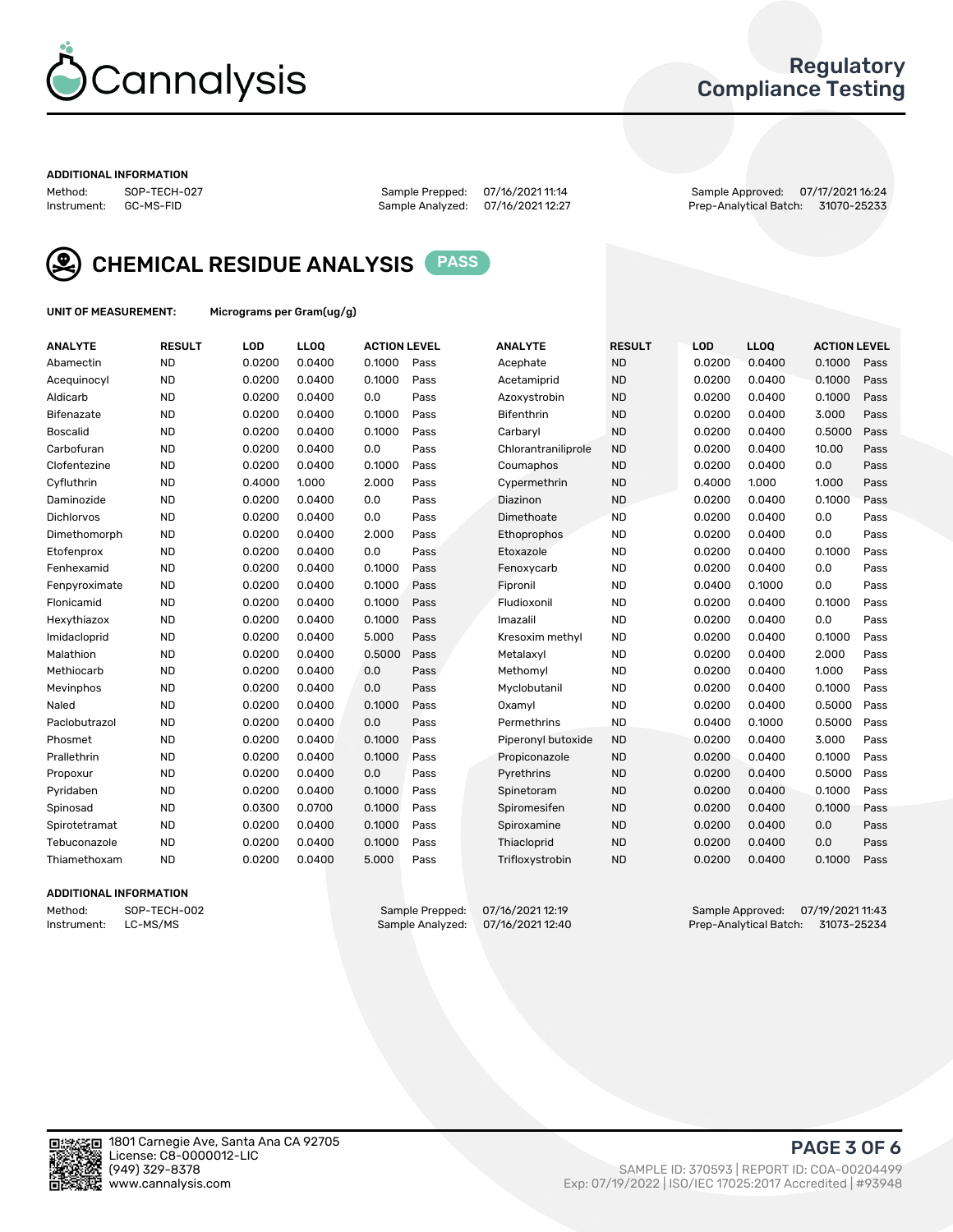# Cannalysis

## Regulatory Compliance Testing

**ADDITIONAL INFORMATION**

Method: SOP-TECH-027
Instrument: GC-MS-FID

Sample Prepped: 07/16/2021 11:14
Sample Analyzed: 07/16/2021 12:27

Sample Approved: 07/17/2021 16:24
Prep-Analytical Batch: 31070-25233

## CHEMICAL RESIDUE ANALYSIS PASS

**UNIT OF MEASUREMENT:** Micrograms per Gram(ug/g)

| ANALYTE | RESULT | LOD | LLOQ | ACTION LEVEL | | ANALYTE | RESULT | LOD | LLOQ | ACTION LEVEL | |
|---|---|---|---|---|---|---|---|---|---|---|---|
| Abamectin | ND | 0.0200 | 0.0400 | 0.1000 | Pass | Acephate | ND | 0.0200 | 0.0400 | 0.1000 | Pass |
| Acequinocyl | ND | 0.0200 | 0.0400 | 0.1000 | Pass | Acetamiprid | ND | 0.0200 | 0.0400 | 0.1000 | Pass |
| Aldicarb | ND | 0.0200 | 0.0400 | 0.0 | Pass | Azoxystrobin | ND | 0.0200 | 0.0400 | 0.1000 | Pass |
| Bifenazate | ND | 0.0200 | 0.0400 | 0.1000 | Pass | Bifenthrin | ND | 0.0200 | 0.0400 | 3.000 | Pass |
| Boscalid | ND | 0.0200 | 0.0400 | 0.1000 | Pass | Carbaryl | ND | 0.0200 | 0.0400 | 0.5000 | Pass |
| Carbofuran | ND | 0.0200 | 0.0400 | 0.0 | Pass | Chlorantraniliprole | ND | 0.0200 | 0.0400 | 10.00 | Pass |
| Clofentezine | ND | 0.0200 | 0.0400 | 0.1000 | Pass | Coumaphos | ND | 0.0200 | 0.0400 | 0.0 | Pass |
| Cyfluthrin | ND | 0.4000 | 1.000 | 2.000 | Pass | Cypermethrin | ND | 0.4000 | 1.000 | 1.000 | Pass |
| Daminozide | ND | 0.0200 | 0.0400 | 0.0 | Pass | Diazinon | ND | 0.0200 | 0.0400 | 0.1000 | Pass |
| Dichlorvos | ND | 0.0200 | 0.0400 | 0.0 | Pass | Dimethoate | ND | 0.0200 | 0.0400 | 0.0 | Pass |
| Dimethomorph | ND | 0.0200 | 0.0400 | 2.000 | Pass | Ethoprophos | ND | 0.0200 | 0.0400 | 0.0 | Pass |
| Etofenprox | ND | 0.0200 | 0.0400 | 0.0 | Pass | Etoxazole | ND | 0.0200 | 0.0400 | 0.1000 | Pass |
| Fenhexamid | ND | 0.0200 | 0.0400 | 0.1000 | Pass | Fenoxycarb | ND | 0.0200 | 0.0400 | 0.0 | Pass |
| Fenpyroximate | ND | 0.0200 | 0.0400 | 0.1000 | Pass | Fipronil | ND | 0.0400 | 0.1000 | 0.0 | Pass |
| Flonicamid | ND | 0.0200 | 0.0400 | 0.1000 | Pass | Fludioxonil | ND | 0.0200 | 0.0400 | 0.1000 | Pass |
| Hexythiazox | ND | 0.0200 | 0.0400 | 0.1000 | Pass | Imazalil | ND | 0.0200 | 0.0400 | 0.0 | Pass |
| Imidacloprid | ND | 0.0200 | 0.0400 | 5.000 | Pass | Kresoxim methyl | ND | 0.0200 | 0.0400 | 0.1000 | Pass |
| Malathion | ND | 0.0200 | 0.0400 | 0.5000 | Pass | Metalaxyl | ND | 0.0200 | 0.0400 | 2.000 | Pass |
| Methiocarb | ND | 0.0200 | 0.0400 | 0.0 | Pass | Methomyl | ND | 0.0200 | 0.0400 | 1.000 | Pass |
| Mevinphos | ND | 0.0200 | 0.0400 | 0.0 | Pass | Myclobutanil | ND | 0.0200 | 0.0400 | 0.1000 | Pass |
| Naled | ND | 0.0200 | 0.0400 | 0.1000 | Pass | Oxamyl | ND | 0.0200 | 0.0400 | 0.5000 | Pass |
| Paclobutrazol | ND | 0.0200 | 0.0400 | 0.0 | Pass | Permethrins | ND | 0.0400 | 0.1000 | 0.5000 | Pass |
| Phosmet | ND | 0.0200 | 0.0400 | 0.1000 | Pass | Piperonyl butoxide | ND | 0.0200 | 0.0400 | 3.000 | Pass |
| Prallethrin | ND | 0.0200 | 0.0400 | 0.1000 | Pass | Propiconazole | ND | 0.0200 | 0.0400 | 0.1000 | Pass |
| Propoxur | ND | 0.0200 | 0.0400 | 0.0 | Pass | Pyrethrins | ND | 0.0200 | 0.0400 | 0.5000 | Pass |
| Pyridaben | ND | 0.0200 | 0.0400 | 0.1000 | Pass | Spinetoram | ND | 0.0200 | 0.0400 | 0.1000 | Pass |
| Spinosad | ND | 0.0300 | 0.0700 | 0.1000 | Pass | Spiromesifen | ND | 0.0200 | 0.0400 | 0.1000 | Pass |
| Spirotetramat | ND | 0.0200 | 0.0400 | 0.1000 | Pass | Spiroxamine | ND | 0.0200 | 0.0400 | 0.0 | Pass |
| Tebuconazole | ND | 0.0200 | 0.0400 | 0.1000 | Pass | Thiacloprid | ND | 0.0200 | 0.0400 | 0.0 | Pass |
| Thiamethoxam | ND | 0.0200 | 0.0400 | 5.000 | Pass | Trifloxystrobin | ND | 0.0200 | 0.0400 | 0.1000 | Pass |

**ADDITIONAL INFORMATION**

Method: SOP-TECH-002
Instrument: LC-MS/MS

Sample Prepped: 07/16/2021 12:19
Sample Analyzed: 07/16/2021 12:40

Sample Approved: 07/19/2021 11:43
Prep-Analytical Batch: 31073-25234

1801 Carnegie Ave, Santa Ana CA 92705
License: C8-0000012-LIC
(949) 329-8378
www.cannalysis.com

SAMPLE ID: 370593 | REPORT ID: COA-00204499
Exp: 07/19/2022 | ISO/IEC 17025:2017 Accredited | #93948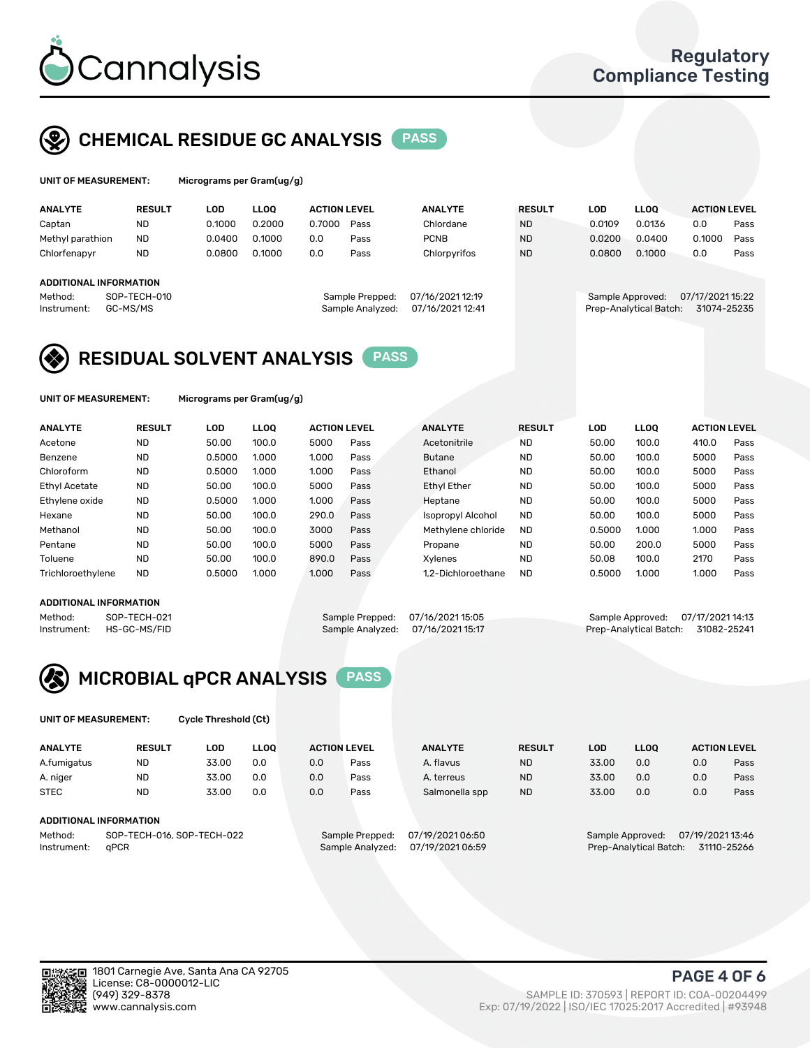# Cannalysis

**Regulatory Compliance Testing**

## CHEMICAL RESIDUE GC ANALYSIS PASS

**UNIT OF MEASUREMENT:** Micrograms per Gram(ug/g)

| ANALYTE | RESULT | LOD | LLOQ | ACTION LEVEL | | ANALYTE | RESULT | LOD | LLOQ | ACTION LEVEL | |
|---|---|---|---|---|---|---|---|---|---|---|---|
| Captan | ND | 0.1000 | 0.2000 | 0.7000 | Pass | Chlordane | ND | 0.0109 | 0.0136 | 0.0 | Pass |
| Methyl parathion | ND | 0.0400 | 0.1000 | 0.0 | Pass | PCNB | ND | 0.0200 | 0.0400 | 0.1000 | Pass |
| Chlorfenapyr | ND | 0.0800 | 0.1000 | 0.0 | Pass | Chlorpyrifos | ND | 0.0800 | 0.1000 | 0.0 | Pass |

**ADDITIONAL INFORMATION**

Method: SOP-TECH-010
Instrument: GC-MS/MS

Sample Prepped: 07/16/2021 12:19
Sample Analyzed: 07/16/2021 12:41

Sample Approved: 07/17/2021 15:22
Prep-Analytical Batch: 31074-25235

## RESIDUAL SOLVENT ANALYSIS PASS

**UNIT OF MEASUREMENT:** Micrograms per Gram(ug/g)

| ANALYTE | RESULT | LOD | LLOQ | ACTION LEVEL | | ANALYTE | RESULT | LOD | LLOQ | ACTION LEVEL | |
|---|---|---|---|---|---|---|---|---|---|---|---|
| Acetone | ND | 50.00 | 100.0 | 5000 | Pass | Acetonitrile | ND | 50.00 | 100.0 | 410.0 | Pass |
| Benzene | ND | 0.5000 | 1.000 | 1.000 | Pass | Butane | ND | 50.00 | 100.0 | 5000 | Pass |
| Chloroform | ND | 0.5000 | 1.000 | 1.000 | Pass | Ethanol | ND | 50.00 | 100.0 | 5000 | Pass |
| Ethyl Acetate | ND | 50.00 | 100.0 | 5000 | Pass | Ethyl Ether | ND | 50.00 | 100.0 | 5000 | Pass |
| Ethylene oxide | ND | 0.5000 | 1.000 | 1.000 | Pass | Heptane | ND | 50.00 | 100.0 | 5000 | Pass |
| Hexane | ND | 50.00 | 100.0 | 290.0 | Pass | Isopropyl Alcohol | ND | 50.00 | 100.0 | 5000 | Pass |
| Methanol | ND | 50.00 | 100.0 | 3000 | Pass | Methylene chloride | ND | 0.5000 | 1.000 | 1.000 | Pass |
| Pentane | ND | 50.00 | 100.0 | 5000 | Pass | Propane | ND | 50.00 | 200.0 | 5000 | Pass |
| Toluene | ND | 50.00 | 100.0 | 890.0 | Pass | Xylenes | ND | 50.08 | 100.0 | 2170 | Pass |
| Trichloroethylene | ND | 0.5000 | 1.000 | 1.000 | Pass | 1,2-Dichloroethane | ND | 0.5000 | 1.000 | 1.000 | Pass |

**ADDITIONAL INFORMATION**

Method: SOP-TECH-021
Instrument: HS-GC-MS/FID

Sample Prepped: 07/16/2021 15:05
Sample Analyzed: 07/16/2021 15:17

Sample Approved: 07/17/2021 14:13
Prep-Analytical Batch: 31082-25241

## MICROBIAL qPCR ANALYSIS PASS

**UNIT OF MEASUREMENT:** Cycle Threshold (Ct)

| ANALYTE | RESULT | LOD | LLOQ | ACTION LEVEL | | ANALYTE | RESULT | LOD | LLOQ | ACTION LEVEL | |
|---|---|---|---|---|---|---|---|---|---|---|---|
| A.fumigatus | ND | 33.00 | 0.0 | 0.0 | Pass | A. flavus | ND | 33.00 | 0.0 | 0.0 | Pass |
| A. niger | ND | 33.00 | 0.0 | 0.0 | Pass | A. terreus | ND | 33.00 | 0.0 | 0.0 | Pass |
| STEC | ND | 33.00 | 0.0 | 0.0 | Pass | Salmonella spp | ND | 33.00 | 0.0 | 0.0 | Pass |

**ADDITIONAL INFORMATION**

Method: SOP-TECH-016, SOP-TECH-022
Instrument: qPCR

Sample Prepped: 07/19/2021 06:50
Sample Analyzed: 07/19/2021 06:59

Sample Approved: 07/19/2021 13:46
Prep-Analytical Batch: 31110-25266

1801 Carnegie Ave, Santa Ana CA 92705
License: C8-0000012-LIC
(949) 329-8378
www.cannalysis.com

SAMPLE ID: 370593 | REPORT ID: COA-00204499
Exp: 07/19/2022 | ISO/IEC 17025:2017 Accredited | #93948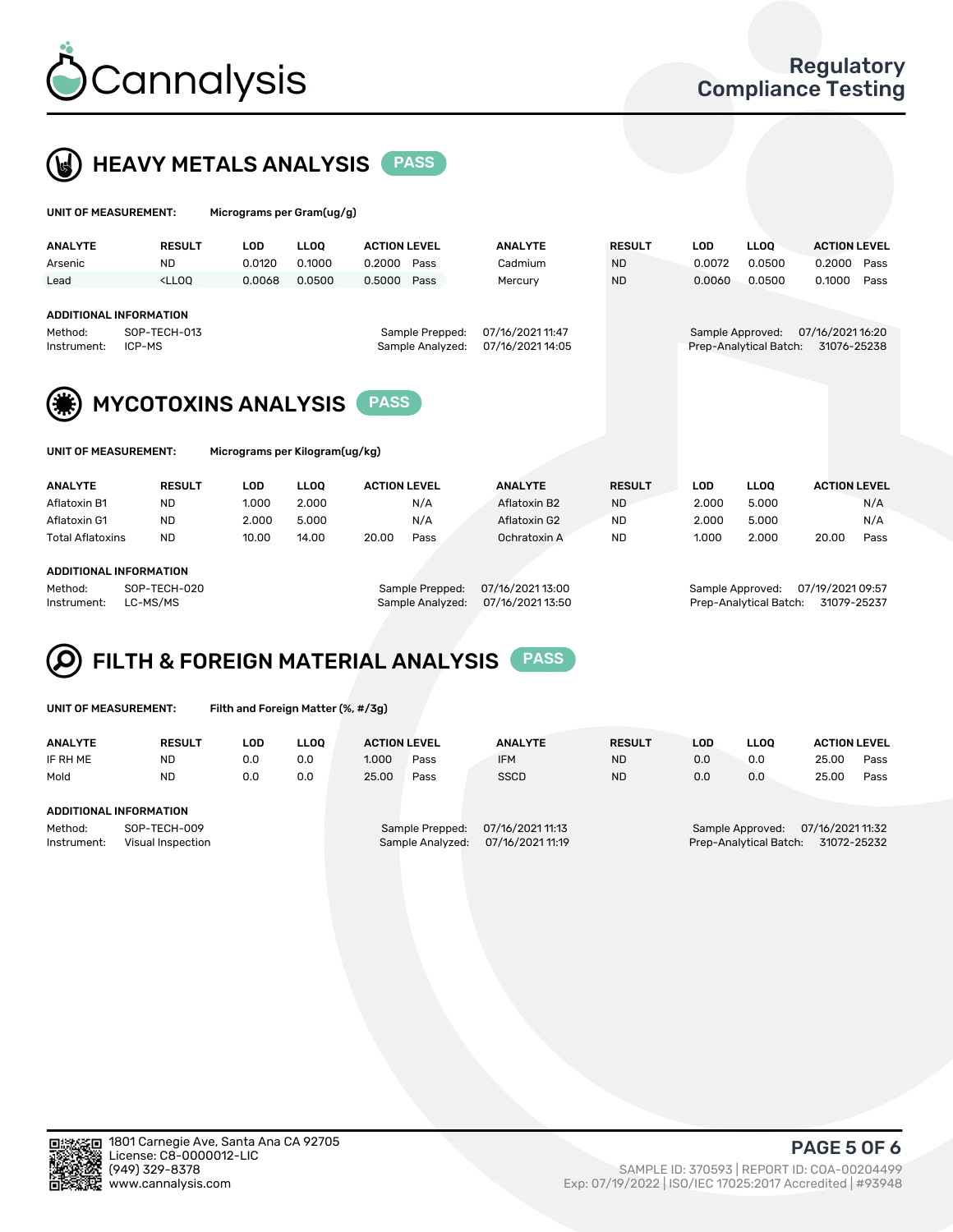# Cannalysis

Regulatory Compliance Testing

## HEAVY METALS ANALYSIS PASS

**UNIT OF MEASUREMENT:** Micrograms per Gram(ug/g)

| ANALYTE | RESULT | LOD | LLOQ | ACTION LEVEL | | ANALYTE | RESULT | LOD | LLOQ | ACTION LEVEL | |
|---|---|---|---|---|---|---|---|---|---|---|---|
| Arsenic | ND | 0.0120 | 0.1000 | 0.2000 | Pass | Cadmium | ND | 0.0072 | 0.0500 | 0.2000 | Pass |
| Lead | <LLOQ | 0.0068 | 0.0500 | 0.5000 | Pass | Mercury | ND | 0.0060 | 0.0500 | 0.1000 | Pass |

**ADDITIONAL INFORMATION**

Method: SOP-TECH-013
Instrument: ICP-MS
Sample Prepped: 07/16/2021 11:47
Sample Analyzed: 07/16/2021 14:05
Sample Approved: 07/16/2021 16:20
Prep-Analytical Batch: 31076-25238

## MYCOTOXINS ANALYSIS PASS

**UNIT OF MEASUREMENT:** Micrograms per Kilogram(ug/kg)

| ANALYTE | RESULT | LOD | LLOQ | ACTION LEVEL | | ANALYTE | RESULT | LOD | LLOQ | ACTION LEVEL | |
|---|---|---|---|---|---|---|---|---|---|---|---|
| Aflatoxin B1 | ND | 1.000 | 2.000 | | N/A | Aflatoxin B2 | ND | 2.000 | 5.000 | | N/A |
| Aflatoxin G1 | ND | 2.000 | 5.000 | | N/A | Aflatoxin G2 | ND | 2.000 | 5.000 | | N/A |
| Total Aflatoxins | ND | 10.00 | 14.00 | 20.00 | Pass | Ochratoxin A | ND | 1.000 | 2.000 | 20.00 | Pass |

**ADDITIONAL INFORMATION**

Method: SOP-TECH-020
Instrument: LC-MS/MS
Sample Prepped: 07/16/2021 13:00
Sample Analyzed: 07/16/2021 13:50
Sample Approved: 07/19/2021 09:57
Prep-Analytical Batch: 31079-25237

## FILTH & FOREIGN MATERIAL ANALYSIS PASS

**UNIT OF MEASUREMENT:** Filth and Foreign Matter (%, #/3g)

| ANALYTE | RESULT | LOD | LLOQ | ACTION LEVEL | | ANALYTE | RESULT | LOD | LLOQ | ACTION LEVEL | |
|---|---|---|---|---|---|---|---|---|---|---|---|
| IF RH ME | ND | 0.0 | 0.0 | 1.000 | Pass | IFM | ND | 0.0 | 0.0 | 25.00 | Pass |
| Mold | ND | 0.0 | 0.0 | 25.00 | Pass | SSCD | ND | 0.0 | 0.0 | 25.00 | Pass |

**ADDITIONAL INFORMATION**

Method: SOP-TECH-009
Instrument: Visual Inspection
Sample Prepped: 07/16/2021 11:13
Sample Analyzed: 07/16/2021 11:19
Sample Approved: 07/16/2021 11:32
Prep-Analytical Batch: 31072-25232

1801 Carnegie Ave, Santa Ana CA 92705
License: C8-0000012-LIC
(949) 329-8378
www.cannalysis.com

SAMPLE ID: 370593 | REPORT ID: COA-00204499
Exp: 07/19/2022 | ISO/IEC 17025:2017 Accredited | #93948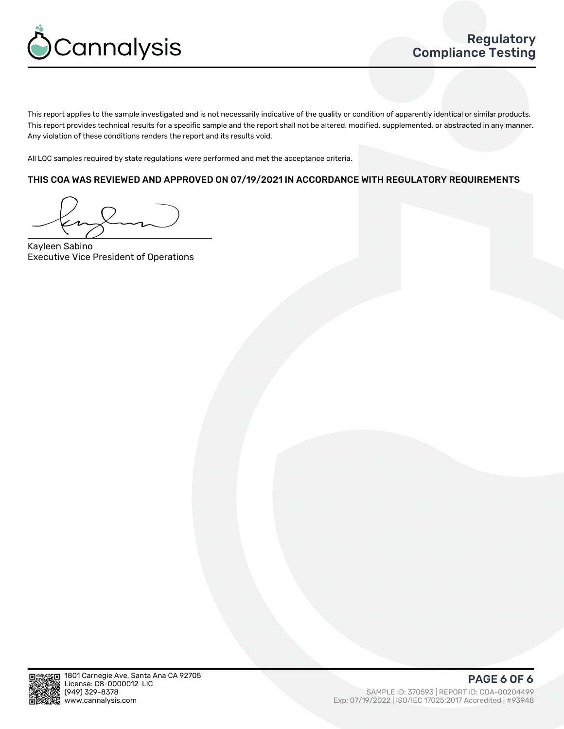This report applies to the sample investigated and is not necessarily indicative of the quality or condition of apparently identical or similar products. This report provides technical results for a specific sample and the report shall not be altered, modified, supplemented, or abstracted in any manner. Any violation of these conditions renders the report and its results void.

All LQC samples required by state regulations were performed and met the acceptance criteria.

**THIS COA WAS REVIEWED AND APPROVED ON 07/19/2021 IN ACCORDANCE WITH REGULATORY REQUIREMENTS**

Kayleen Sabino
Executive Vice President of Operations